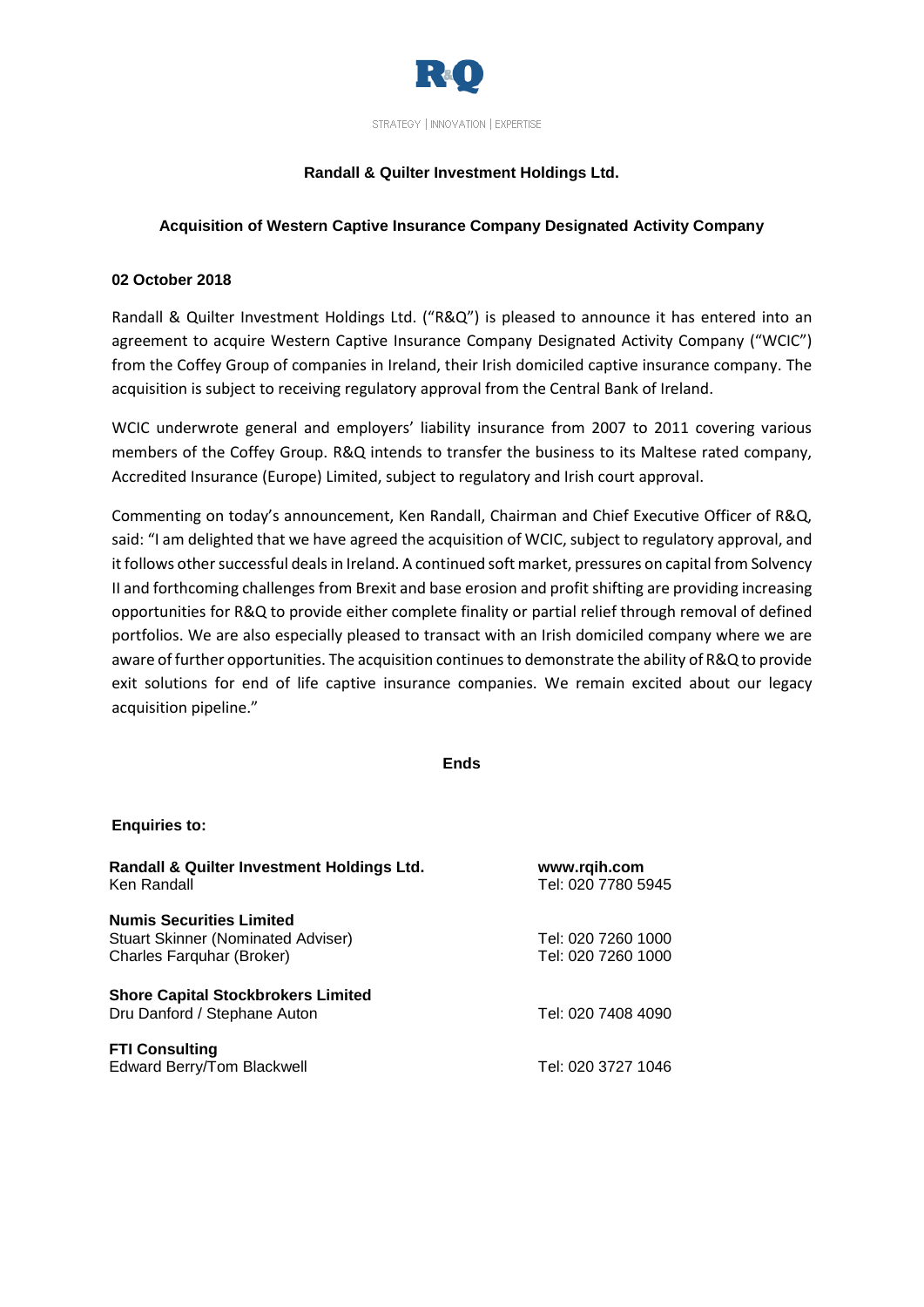STRATEGY | INNOVATION | EXPERTISE

**Randall & Quilter Investment Holdings Ltd.**

**Acquisition of Western Captive Insurance Company Designated Activity Company**

**02 October 2018**

Randall & Quilter Investment Holdings Ltd. ("R&Q") is pleased to announce it has entered into an agreement to acquire Western Captive Insurance Company Designated Activity Company ("WCIC") from the Coffey Group of companies in Ireland, their Irish domiciled captive insurance company. The acquisition is subject to receiving regulatory approval from the Central Bank of Ireland.

WCIC underwrote general and employers' liability insurance from 2007 to 2011 covering various members of the Coffey Group. R&Q intends to transfer the business to its Maltese rated company, Accredited Insurance (Europe) Limited, subject to regulatory and Irish court approval.

Commenting on today's announcement, Ken Randall, Chairman and Chief Executive Officer of R&Q, said: "I am delighted that we have agreed the acquisition of WCIC, subject to regulatory approval, and it follows other successful deals in Ireland. A continued soft market, pressures on capital from Solvency II and forthcoming challenges from Brexit and base erosion and profit shifting are providing increasing opportunities for R&Q to provide either complete finality or partial relief through removal of defined portfolios. We are also especially pleased to transact with an Irish domiciled company where we are aware of further opportunities. The acquisition continues to demonstrate the ability of R&Q to provide exit solutions for end of life captive insurance companies. We remain excited about our legacy acquisition pipeline."

**Ends**

**Enquiries to:**

**Randall & Quilter Investment Holdings Ltd.** — **www.rqih.com**
Ken Randall — Tel: 020 7780 5945

**Numis Securities Limited**
Stuart Skinner (Nominated Adviser) — Tel: 020 7260 1000
Charles Farquhar (Broker) — Tel: 020 7260 1000

**Shore Capital Stockbrokers Limited**
Dru Danford / Stephane Auton — Tel: 020 7408 4090

**FTI Consulting**
Edward Berry/Tom Blackwell — Tel: 020 3727 1046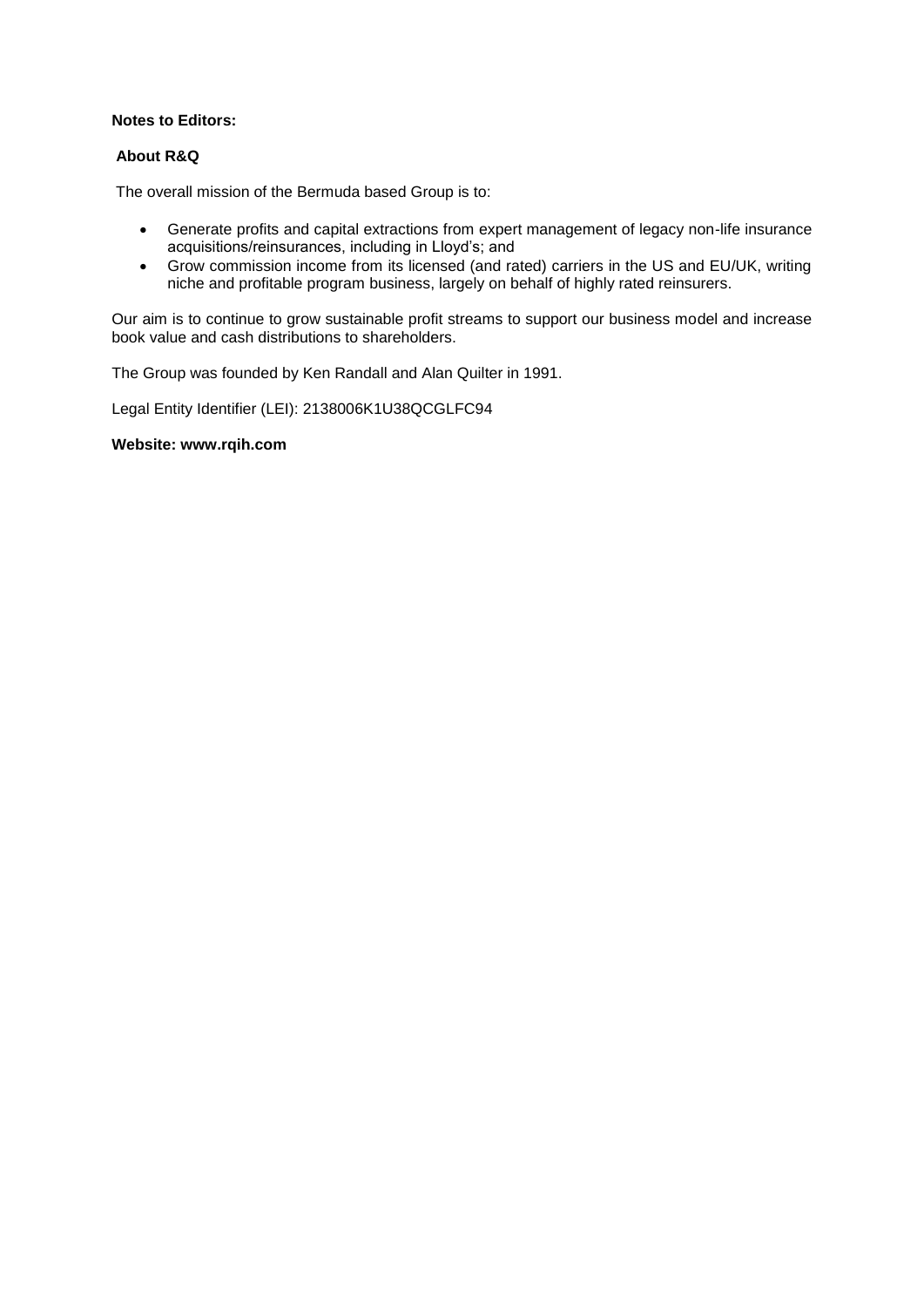**Notes to Editors:**

**About R&Q**

The overall mission of the Bermuda based Group is to:

- Generate profits and capital extractions from expert management of legacy non-life insurance acquisitions/reinsurances, including in Lloyd's; and
- Grow commission income from its licensed (and rated) carriers in the US and EU/UK, writing niche and profitable program business, largely on behalf of highly rated reinsurers.

Our aim is to continue to grow sustainable profit streams to support our business model and increase book value and cash distributions to shareholders.

The Group was founded by Ken Randall and Alan Quilter in 1991.

Legal Entity Identifier (LEI): 2138006K1U38QCGLFC94

**Website: www.rqih.com**